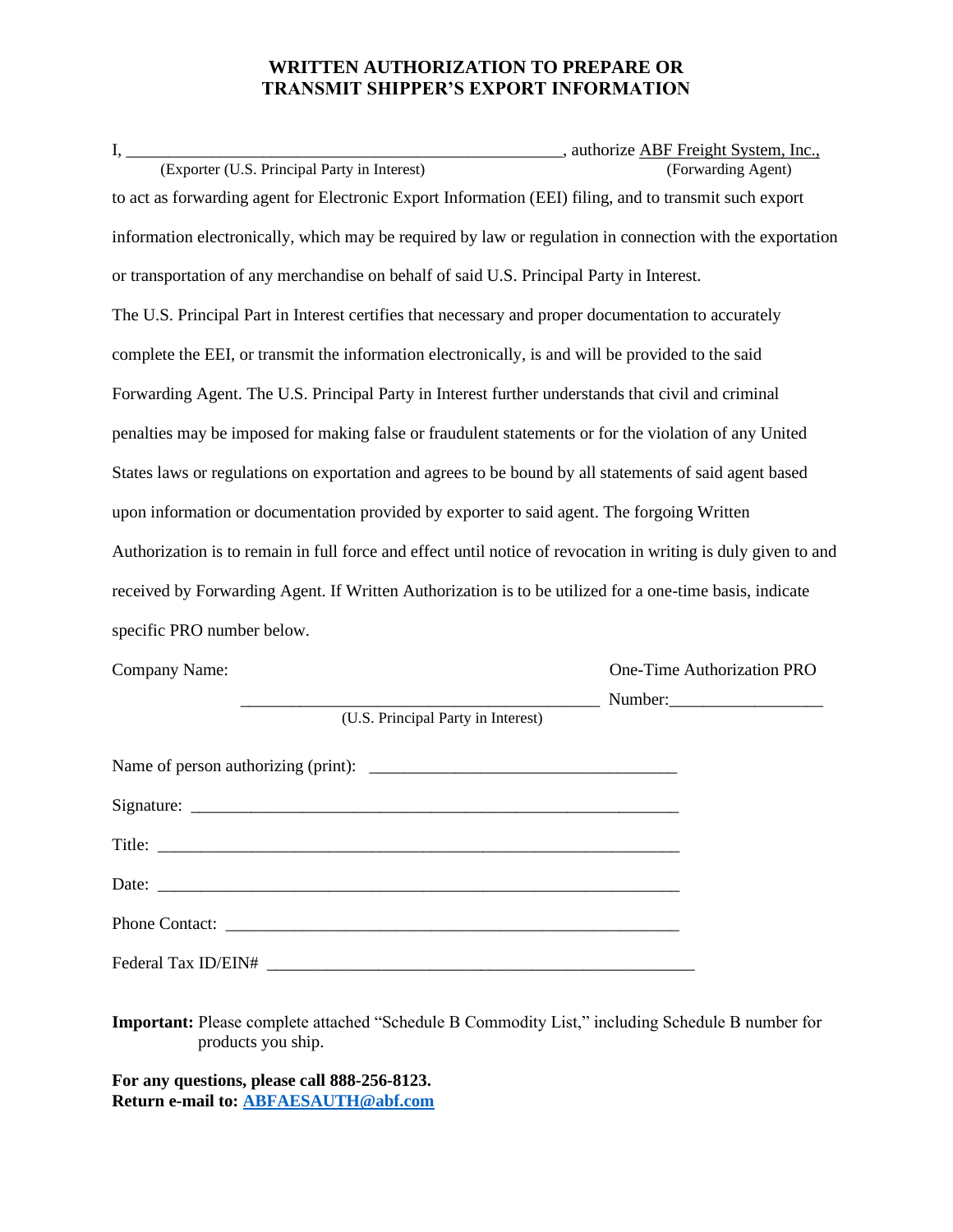# WRITTEN AUTHORIZATION TO PREPARE OR TRANSMIT SHIPPER'S EXPORT INFORMATION

I, ____________________________________________________, authorize ABF Freight System, Inc.,
(Exporter (U.S. Principal Party in Interest)) (Forwarding Agent)

to act as forwarding agent for Electronic Export Information (EEI) filing, and to transmit such export information electronically, which may be required by law or regulation in connection with the exportation or transportation of any merchandise on behalf of said U.S. Principal Party in Interest.

The U.S. Principal Part in Interest certifies that necessary and proper documentation to accurately complete the EEI, or transmit the information electronically, is and will be provided to the said Forwarding Agent. The U.S. Principal Party in Interest further understands that civil and criminal penalties may be imposed for making false or fraudulent statements or for the violation of any United States laws or regulations on exportation and agrees to be bound by all statements of said agent based upon information or documentation provided by exporter to said agent. The forgoing Written Authorization is to remain in full force and effect until notice of revocation in writing is duly given to and received by Forwarding Agent. If Written Authorization is to be utilized for a one-time basis, indicate specific PRO number below.

Company Name: ____________________________________________ (U.S. Principal Party in Interest)

One-Time Authorization PRO Number:__________________

Name of person authorizing (print): ____________________________________

Signature: ____________________________________________________________

Title: ________________________________________________________________

Date: ________________________________________________________________

Phone Contact: ________________________________________________________

Federal Tax ID/EIN# ____________________________________________________

**Important:** Please complete attached "Schedule B Commodity List," including Schedule B number for products you ship.

**For any questions, please call 888-256-8123.**
**Return e-mail to: ABFAESAUTH@abf.com**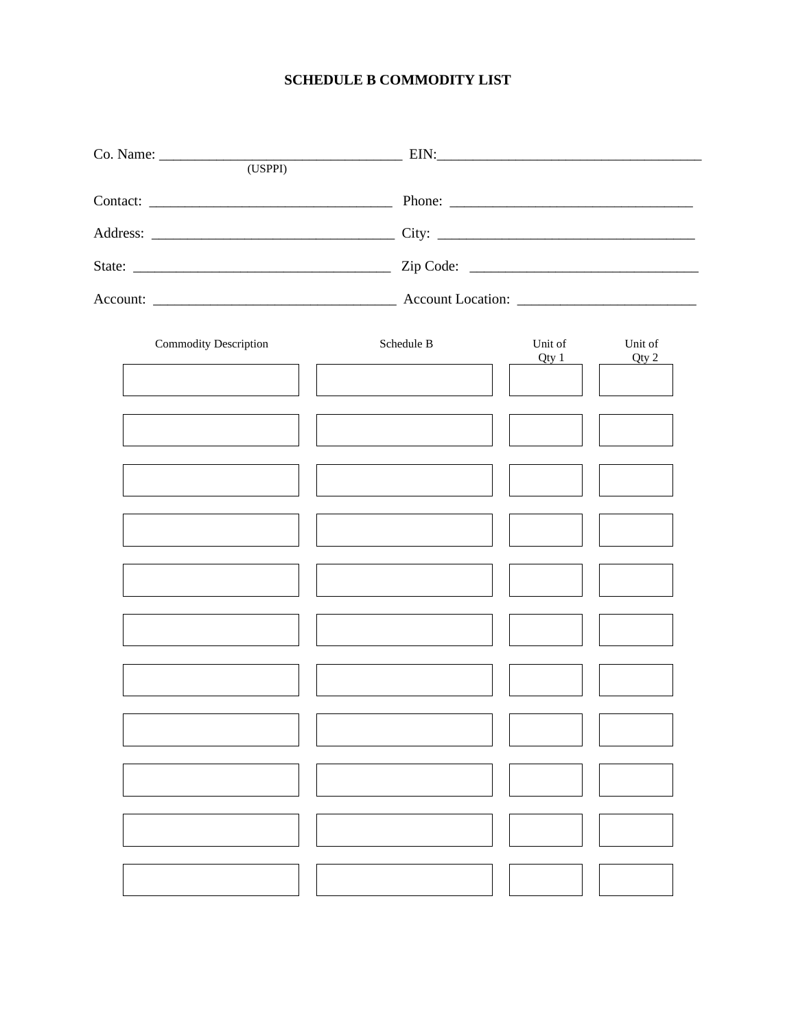# SCHEDULE B COMMODITY LIST

Co. Name: ________________________________ EIN:___________________________________
(USPPI)

Contact: ________________________________ Phone: ________________________________

Address: ________________________________ City: __________________________________

State: __________________________________ Zip Code: ______________________________

Account: ________________________________ Account Location: ________________________

| Commodity Description | Schedule B | Unit of Qty 1 | Unit of Qty 2 |
|---|---|---|---|
| | | | |
| | | | |
| | | | |
| | | | |
| | | | |
| | | | |
| | | | |
| | | | |
| | | | |
| | | | |
| | | | |